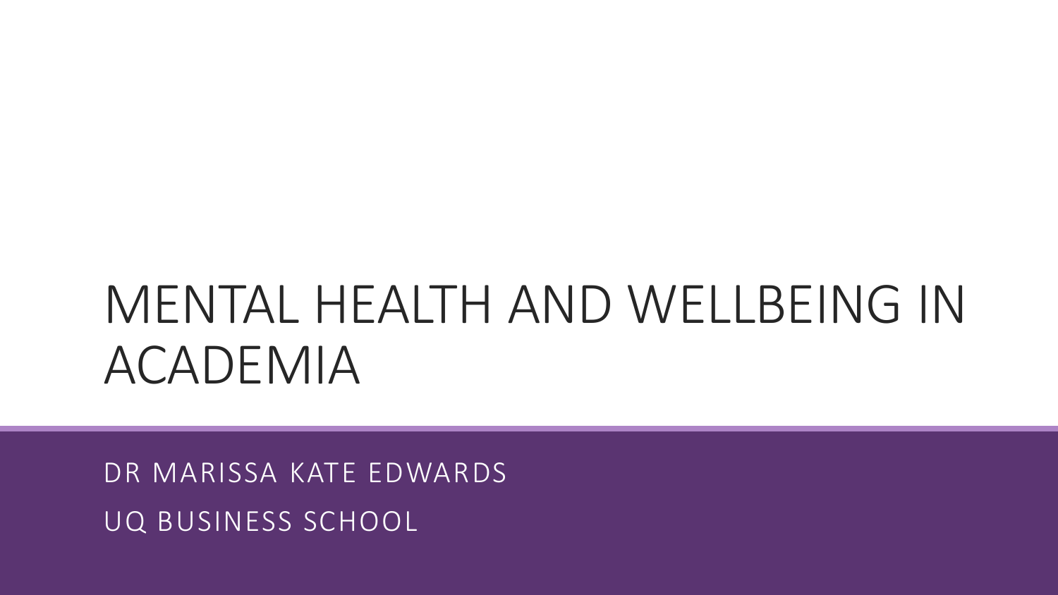# MENTAL HEALTH AND WELLBEING IN ACADEMIA

DR MARISSA KATE EDWARDS

UQ BUSINESS SCHOOL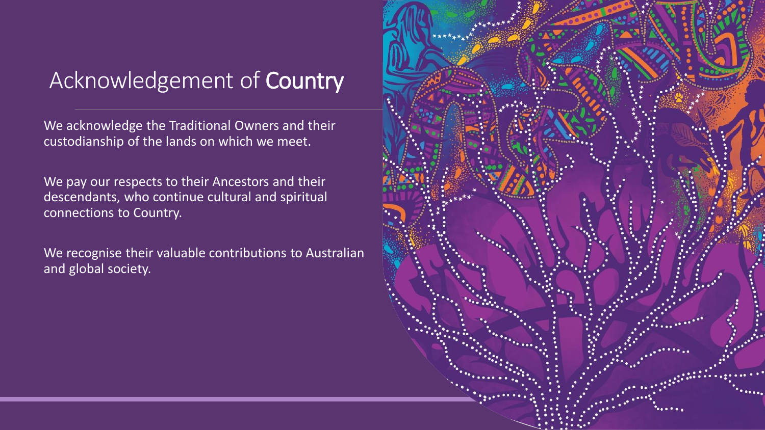# Acknowledgement of **Country**

We acknowledge the Traditional Owners and their custodianship of the lands on which we meet.

We pay our respects to their Ancestors and their descendants, who continue cultural and spiritual connections to Country.

We recognise their valuable contributions to Australian and global society.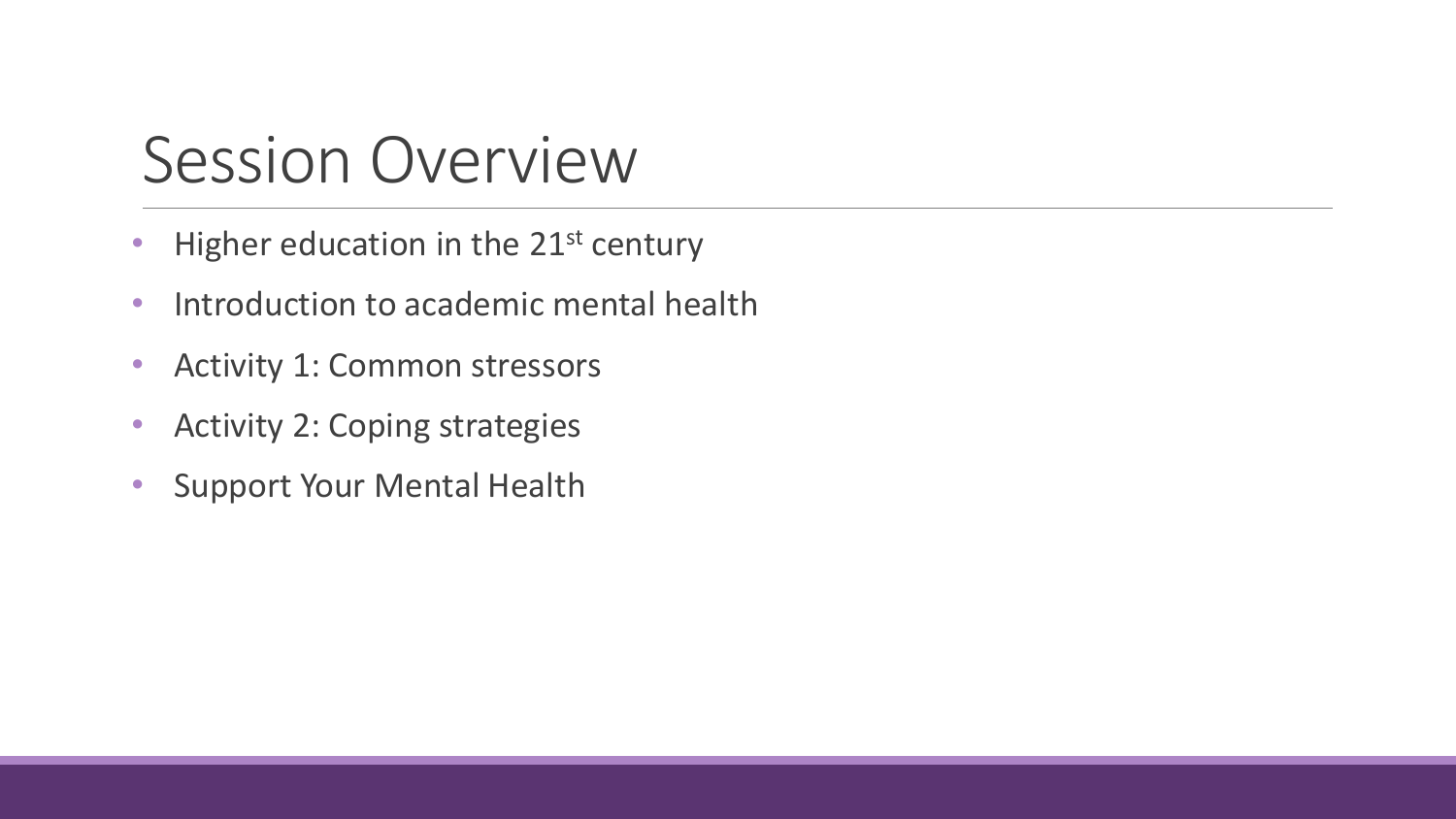# Session Overview

- Higher education in the 21st century
- Introduction to academic mental health
- Activity 1: Common stressors
- Activity 2: Coping strategies
- Support Your Mental Health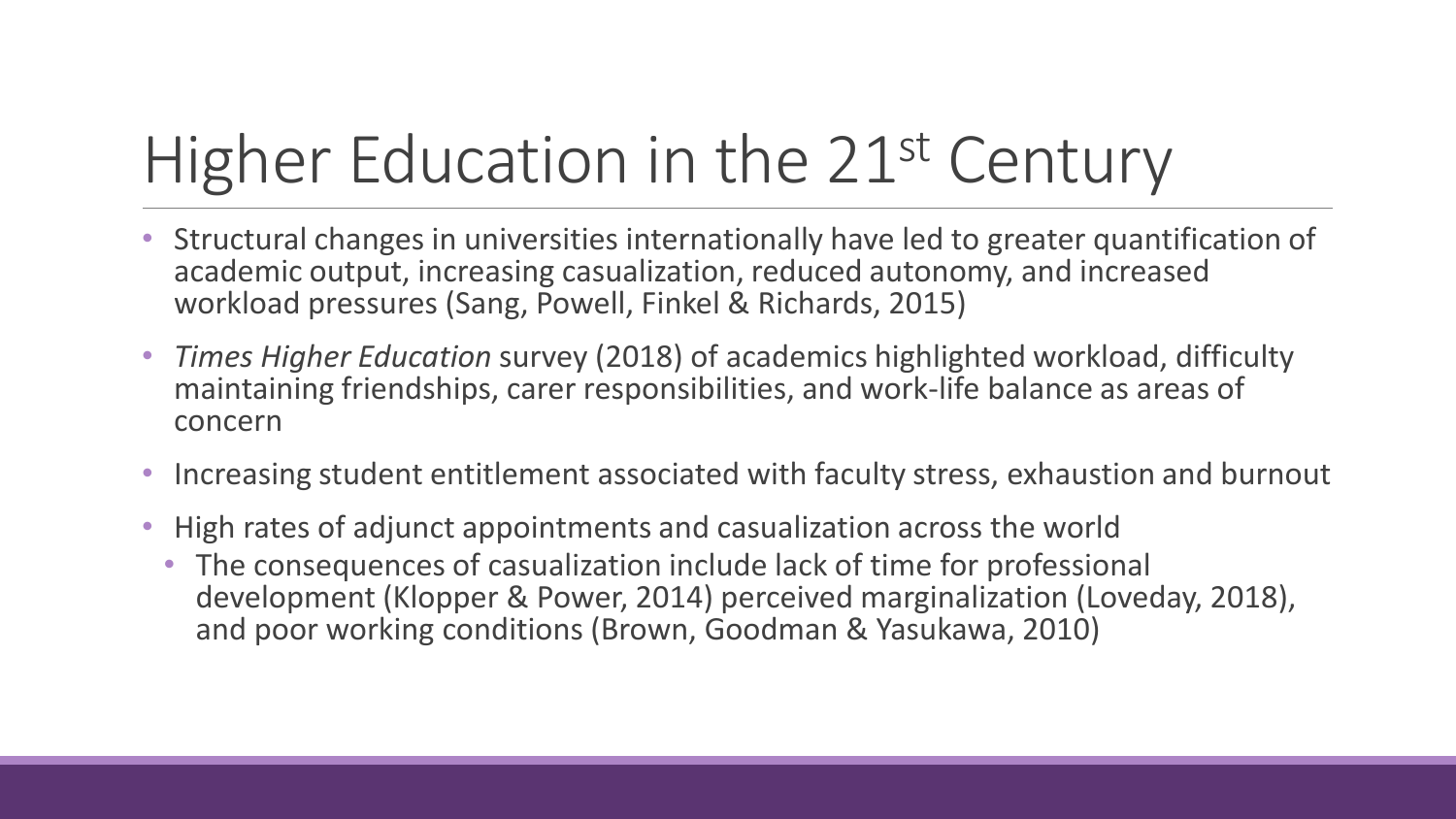# Higher Education in the 21st Century

- Structural changes in universities internationally have led to greater quantification of academic output, increasing casualization, reduced autonomy, and increased workload pressures (Sang, Powell, Finkel & Richards, 2015)
- *Times Higher Education* survey (2018) of academics highlighted workload, difficulty maintaining friendships, carer responsibilities, and work-life balance as areas of concern
- Increasing student entitlement associated with faculty stress, exhaustion and burnout
- High rates of adjunct appointments and casualization across the world
  - The consequences of casualization include lack of time for professional development (Klopper & Power, 2014) perceived marginalization (Loveday, 2018), and poor working conditions (Brown, Goodman & Yasukawa, 2010)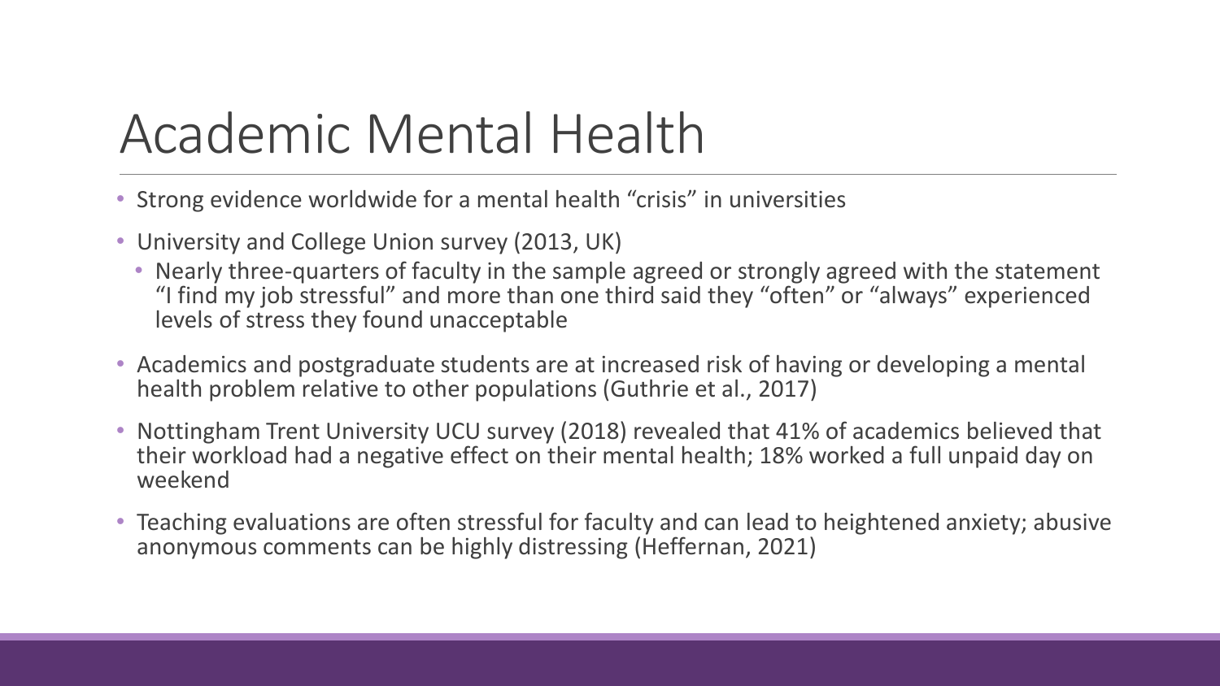# Academic Mental Health

- Strong evidence worldwide for a mental health "crisis" in universities
- University and College Union survey (2013, UK)
  - Nearly three-quarters of faculty in the sample agreed or strongly agreed with the statement "I find my job stressful" and more than one third said they "often" or "always" experienced levels of stress they found unacceptable
- Academics and postgraduate students are at increased risk of having or developing a mental health problem relative to other populations (Guthrie et al., 2017)
- Nottingham Trent University UCU survey (2018) revealed that 41% of academics believed that their workload had a negative effect on their mental health; 18% worked a full unpaid day on weekend
- Teaching evaluations are often stressful for faculty and can lead to heightened anxiety; abusive anonymous comments can be highly distressing (Heffernan, 2021)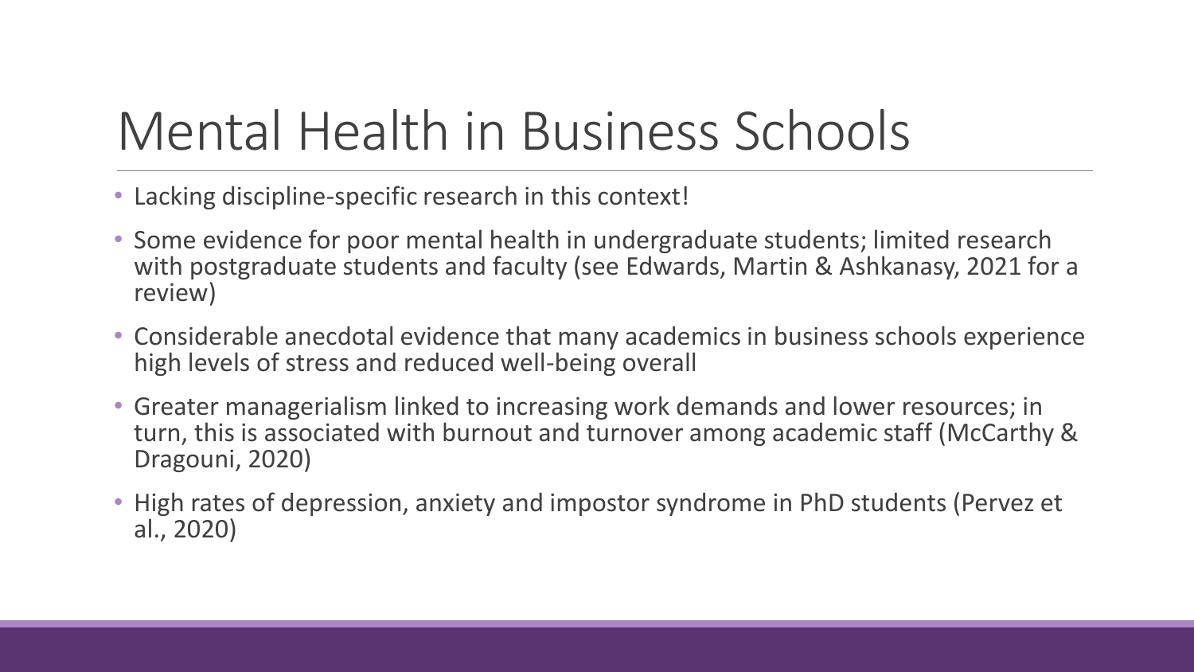# Mental Health in Business Schools

- Lacking discipline-specific research in this context!
- Some evidence for poor mental health in undergraduate students; limited research with postgraduate students and faculty (see Edwards, Martin & Ashkanasy, 2021 for a review)
- Considerable anecdotal evidence that many academics in business schools experience high levels of stress and reduced well-being overall
- Greater managerialism linked to increasing work demands and lower resources; in turn, this is associated with burnout and turnover among academic staff (McCarthy & Dragouni, 2020)
- High rates of depression, anxiety and impostor syndrome in PhD students (Pervez et al., 2020)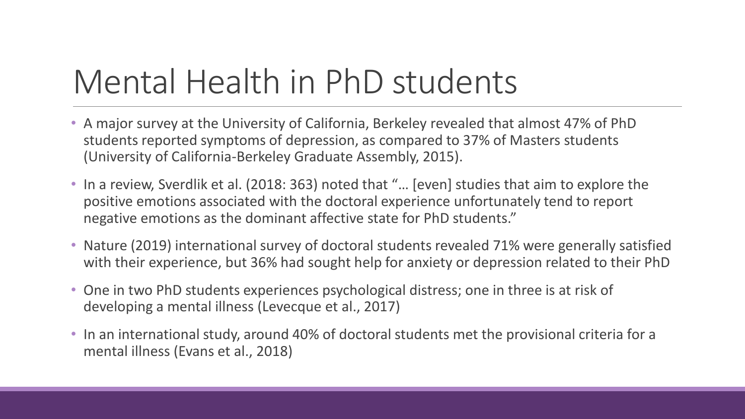# Mental Health in PhD students

- A major survey at the University of California, Berkeley revealed that almost 47% of PhD students reported symptoms of depression, as compared to 37% of Masters students (University of California-Berkeley Graduate Assembly, 2015).
- In a review, Sverdlik et al. (2018: 363) noted that "… [even] studies that aim to explore the positive emotions associated with the doctoral experience unfortunately tend to report negative emotions as the dominant affective state for PhD students."
- Nature (2019) international survey of doctoral students revealed 71% were generally satisfied with their experience, but 36% had sought help for anxiety or depression related to their PhD
- One in two PhD students experiences psychological distress; one in three is at risk of developing a mental illness (Levecque et al., 2017)
- In an international study, around 40% of doctoral students met the provisional criteria for a mental illness (Evans et al., 2018)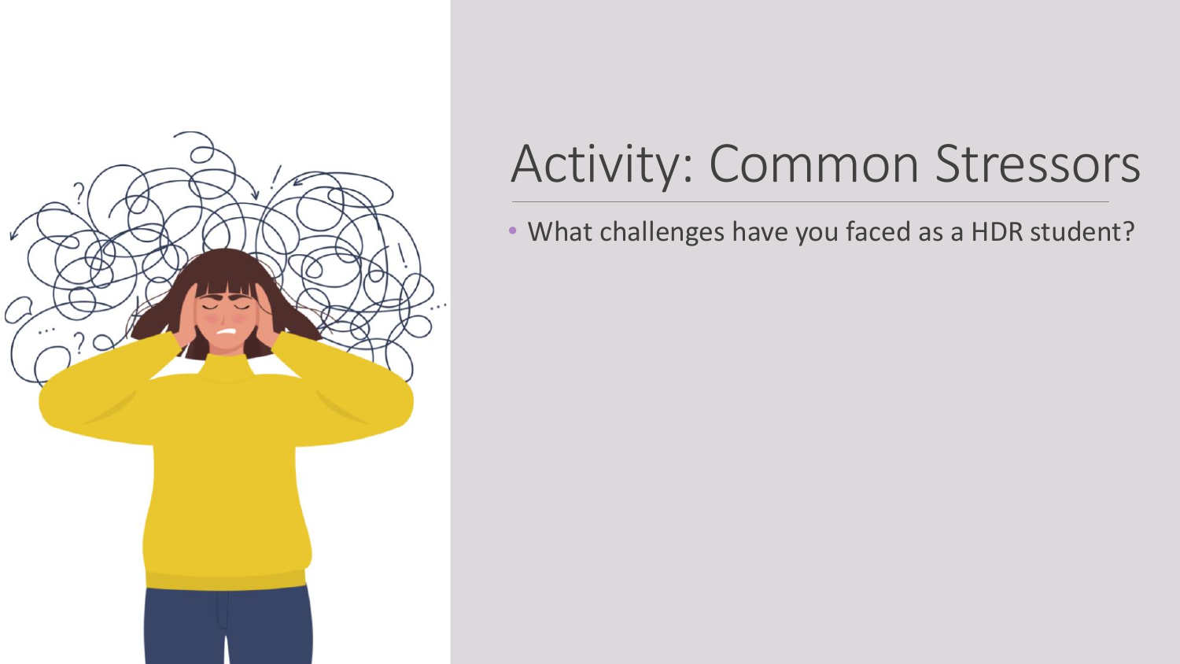# Activity: Common Stressors

- What challenges have you faced as a HDR student?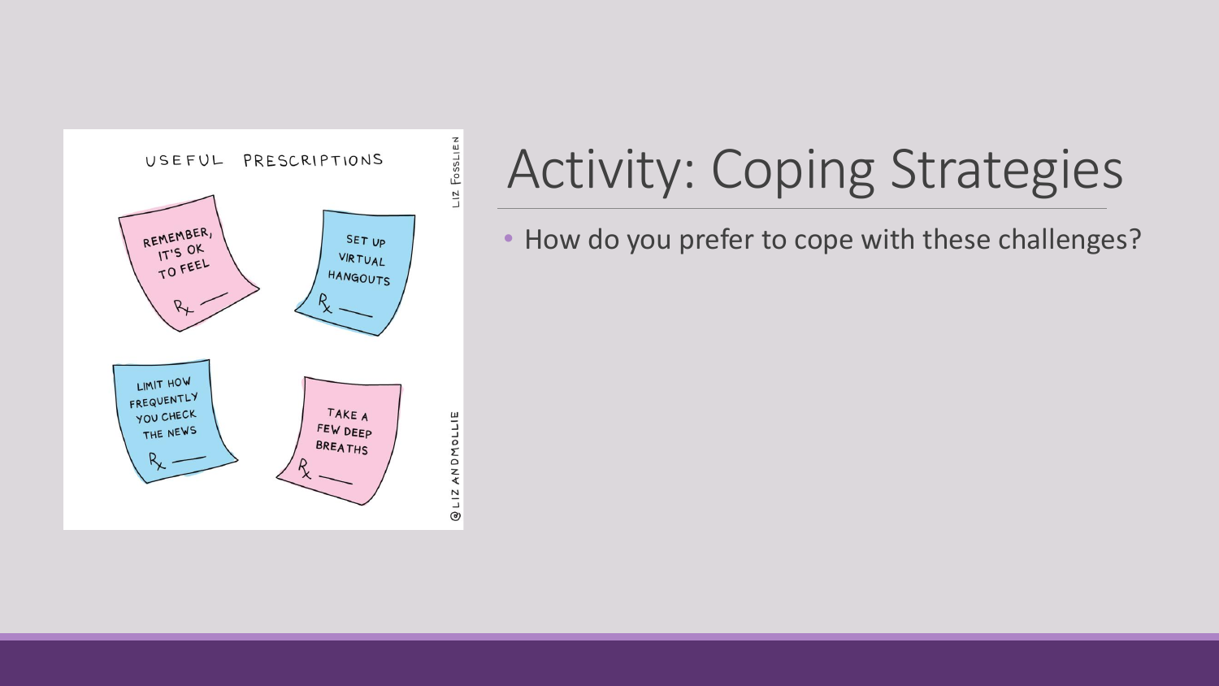# Activity: Coping Strategies

- How do you prefer to cope with these challenges?

USEFUL PRESCRIPTIONS

REMEMBER, IT'S OK TO FEEL

SET UP VIRTUAL HANGOUTS

LIMIT HOW FREQUENTLY YOU CHECK THE NEWS

TAKE A FEW DEEP BREATHS

LIZ FOSSLIEN

@LIZANDMOLLIE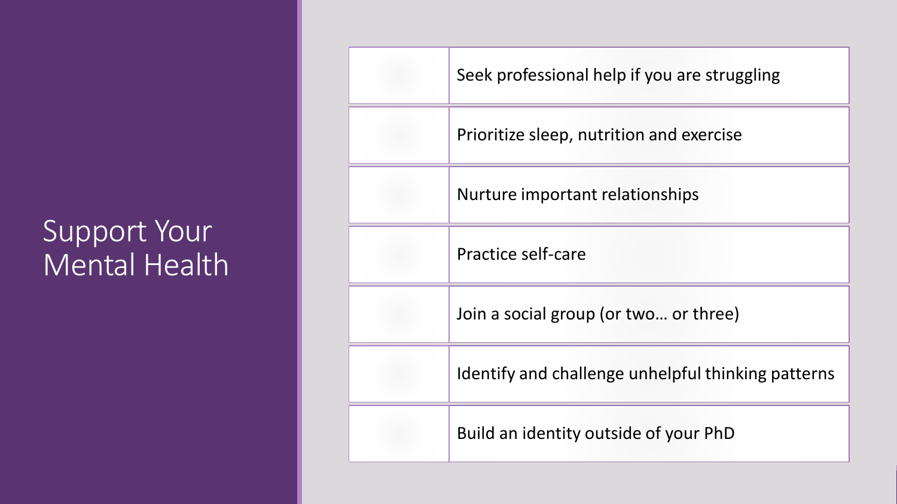# Support Your Mental Health

- Seek professional help if you are struggling
- Prioritize sleep, nutrition and exercise
- Nurture important relationships
- Practice self-care
- Join a social group (or two… or three)
- Identify and challenge unhelpful thinking patterns
- Build an identity outside of your PhD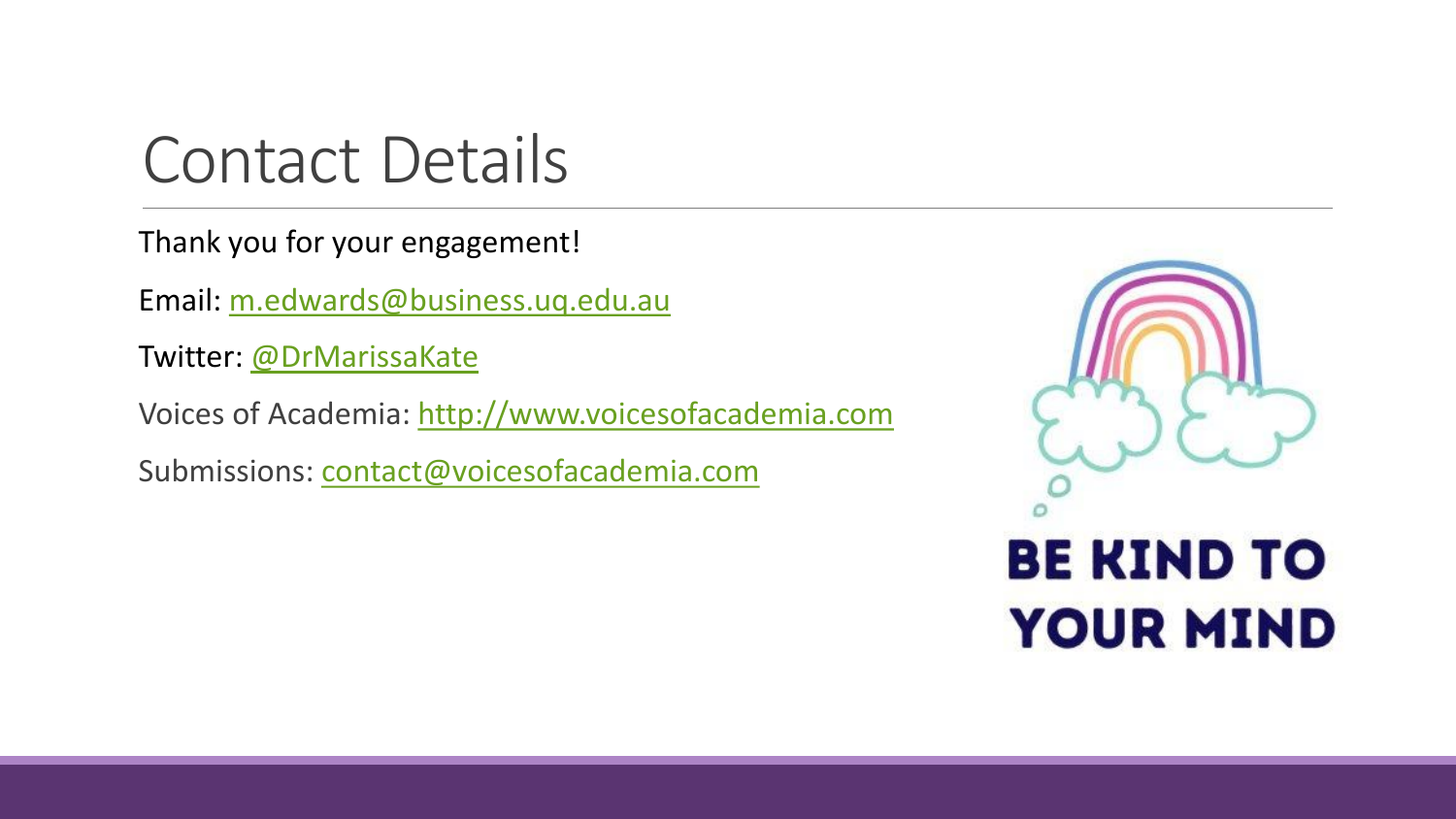# Contact Details

Thank you for your engagement!

Email: m.edwards@business.uq.edu.au

Twitter: @DrMarissaKate

Voices of Academia: http://www.voicesofacademia.com

Submissions: contact@voicesofacademia.com

BE KIND TO YOUR MIND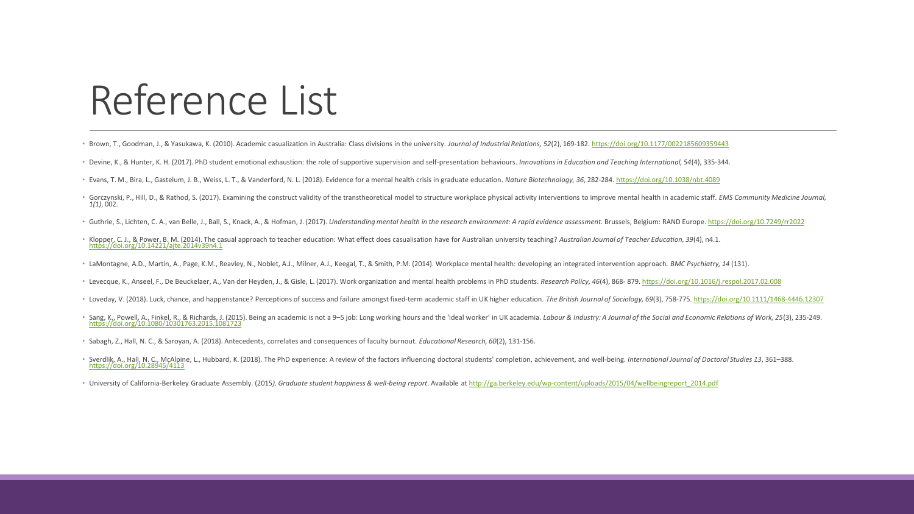# Reference List

- Brown, T., Goodman, J., & Yasukawa, K. (2010). Academic casualization in Australia: Class divisions in the university. *Journal of Industrial Relations, 52*(2), 169-182. https://doi.org/10.1177/0022185609359443
- Devine, K., & Hunter, K. H. (2017). PhD student emotional exhaustion: the role of supportive supervision and self-presentation behaviours. *Innovations in Education and Teaching International, 54*(4), 335-344.
- Evans, T. M., Bira, L., Gastelum, J. B., Weiss, L. T., & Vanderford, N. L. (2018). Evidence for a mental health crisis in graduate education. *Nature Biotechnology, 36*, 282-284. https://doi.org/10.1038/nbt.4089
- Gorczynski, P., Hill, D., & Rathod, S. (2017). Examining the construct validity of the transtheoretical model to structure workplace physical activity interventions to improve mental health in academic staff. *EMS Community Medicine Journal, 1(1)*, 002.
- Guthrie, S., Lichten, C. A., van Belle, J., Ball, S., Knack, A., & Hofman, J. (2017). *Understanding mental health in the research environment: A rapid evidence assessment.* Brussels, Belgium: RAND Europe. https://doi.org/10.7249/rr2022
- Klopper, C. J., & Power, B. M. (2014). The casual approach to teacher education: What effect does casualisation have for Australian university teaching? *Australian Journal of Teacher Education, 39*(4), n4.1. https://doi.org/10.14221/ajte.2014v39n4.1
- LaMontagne, A.D., Martin, A., Page, K.M., Reavley, N., Noblet, A.J., Milner, A.J., Keegal, T., & Smith, P.M. (2014). Workplace mental health: developing an integrated intervention approach. *BMC Psychiatry, 14* (131).
- Levecque, K., Anseel, F., De Beuckelaer, A., Van der Heyden, J., & Gisle, L. (2017). Work organization and mental health problems in PhD students. *Research Policy, 46*(4), 868- 879. https://doi.org/10.1016/j.respol.2017.02.008
- Loveday, V. (2018). Luck, chance, and happenstance? Perceptions of success and failure amongst fixed-term academic staff in UK higher education. *The British Journal of Sociology, 69*(3), 758-775. https://doi.org/10.1111/1468-4446.12307
- Sang, K., Powell, A., Finkel, R., & Richards, J. (2015). Being an academic is not a 9–5 job: Long working hours and the 'ideal worker' in UK academia. *Labour & Industry: A Journal of the Social and Economic Relations of Work, 25*(3), 235-249. https://doi.org/10.1080/10301763.2015.1081723
- Sabagh, Z., Hall, N. C., & Saroyan, A. (2018). Antecedents, correlates and consequences of faculty burnout. *Educational Research, 60*(2), 131-156.
- Sverdlik, A., Hall, N. C., McAlpine, L., Hubbard, K. (2018). The PhD experience: A review of the factors influencing doctoral students' completion, achievement, and well-being. *International Journal of Doctoral Studies 13*, 361–388. https://doi.org/10.28945/4113
- University of California-Berkeley Graduate Assembly. (2015*). Graduate student happiness & well-being report*. Available at http://ga.berkeley.edu/wp-content/uploads/2015/04/wellbeingreport_2014.pdf